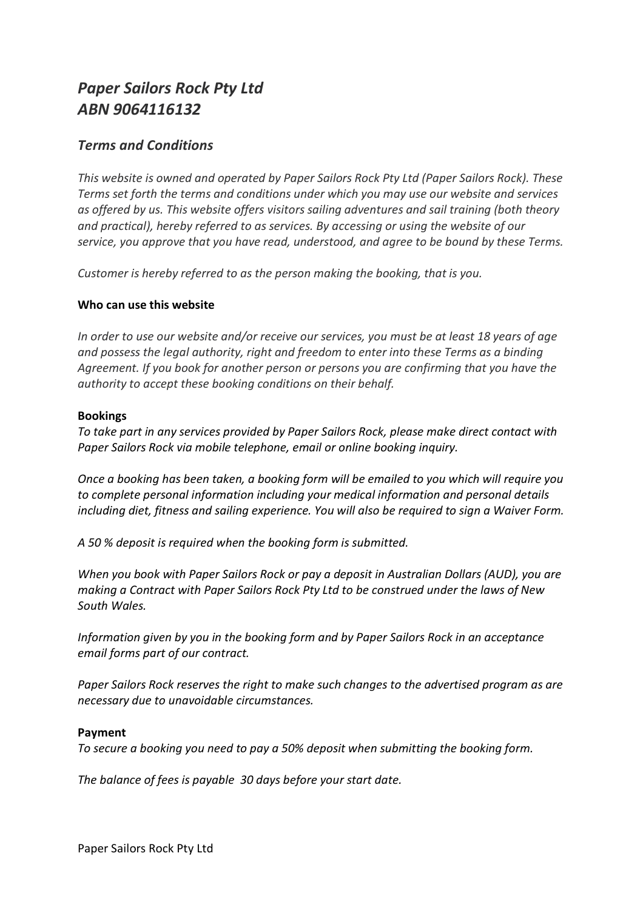# *Paper Sailors Rock Pty Ltd*
# *ABN 9064116132*

## *Terms and Conditions*

*This website is owned and operated by Paper Sailors Rock Pty Ltd (Paper Sailors Rock). These Terms set forth the terms and conditions under which you may use our website and services as offered by us. This website offers visitors sailing adventures and sail training (both theory and practical), hereby referred to as services. By accessing or using the website of our service, you approve that you have read, understood, and agree to be bound by these Terms.*

*Customer is hereby referred to as the person making the booking, that is you.*

**Who can use this website**

*In order to use our website and/or receive our services, you must be at least 18 years of age and possess the legal authority, right and freedom to enter into these Terms as a binding Agreement. If you book for another person or persons you are confirming that you have the authority to accept these booking conditions on their behalf.*

**Bookings**

*To take part in any services provided by Paper Sailors Rock, please make direct contact with Paper Sailors Rock via mobile telephone, email or online booking inquiry.*

*Once a booking has been taken, a booking form will be emailed to you which will require you to complete personal information including your medical information and personal details including diet, fitness and sailing experience. You will also be required to sign a Waiver Form.*

*A 50 % deposit is required when the booking form is submitted.*

*When you book with Paper Sailors Rock or pay a deposit in Australian Dollars (AUD), you are making a Contract with Paper Sailors Rock Pty Ltd to be construed under the laws of New South Wales.*

*Information given by you in the booking form and by Paper Sailors Rock in an acceptance email forms part of our contract.*

*Paper Sailors Rock reserves the right to make such changes to the advertised program as are necessary due to unavoidable circumstances.*

**Payment**

*To secure a booking you need to pay a 50% deposit when submitting the booking form.*

*The balance of fees is payable 30 days before your start date.*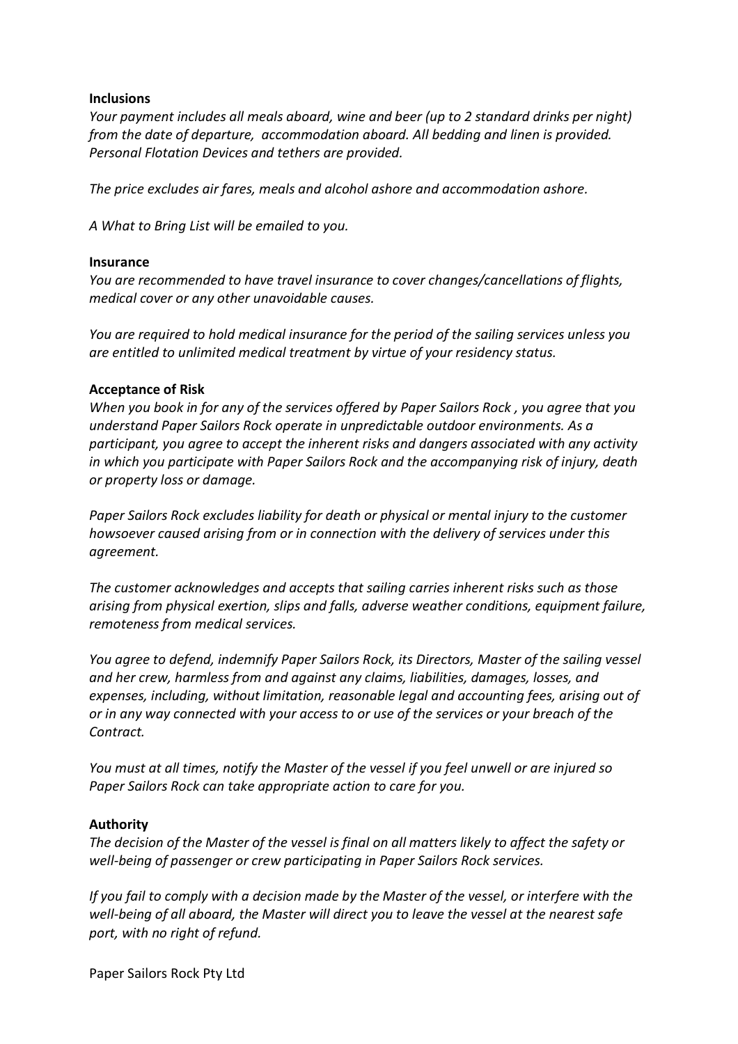**Inclusions**

*Your payment includes all meals aboard, wine and beer (up to 2 standard drinks per night) from the date of departure, accommodation aboard. All bedding and linen is provided. Personal Flotation Devices and tethers are provided.*

*The price excludes air fares, meals and alcohol ashore and accommodation ashore.*

*A What to Bring List will be emailed to you.*

**Insurance**

*You are recommended to have travel insurance to cover changes/cancellations of flights, medical cover or any other unavoidable causes.*

*You are required to hold medical insurance for the period of the sailing services unless you are entitled to unlimited medical treatment by virtue of your residency status.*

**Acceptance of Risk**

*When you book in for any of the services offered by Paper Sailors Rock , you agree that you understand Paper Sailors Rock operate in unpredictable outdoor environments. As a participant, you agree to accept the inherent risks and dangers associated with any activity in which you participate with Paper Sailors Rock and the accompanying risk of injury, death or property loss or damage.*

*Paper Sailors Rock excludes liability for death or physical or mental injury to the customer howsoever caused arising from or in connection with the delivery of services under this agreement.*

*The customer acknowledges and accepts that sailing carries inherent risks such as those arising from physical exertion, slips and falls, adverse weather conditions, equipment failure, remoteness from medical services.*

*You agree to defend, indemnify Paper Sailors Rock, its Directors, Master of the sailing vessel and her crew, harmless from and against any claims, liabilities, damages, losses, and expenses, including, without limitation, reasonable legal and accounting fees, arising out of or in any way connected with your access to or use of the services or your breach of the Contract.*

*You must at all times, notify the Master of the vessel if you feel unwell or are injured so Paper Sailors Rock can take appropriate action to care for you.*

**Authority**

*The decision of the Master of the vessel is final on all matters likely to affect the safety or well-being of passenger or crew participating in Paper Sailors Rock services.*

*If you fail to comply with a decision made by the Master of the vessel, or interfere with the well-being of all aboard, the Master will direct you to leave the vessel at the nearest safe port, with no right of refund.*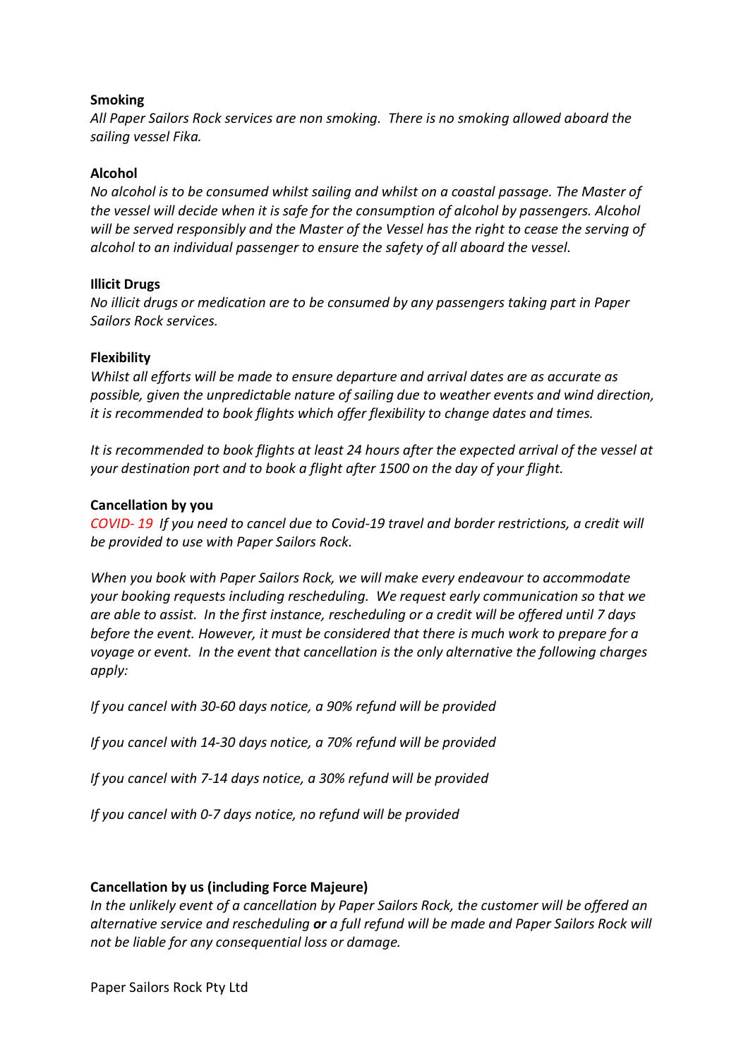**Smoking**

*All Paper Sailors Rock services are non smoking. There is no smoking allowed aboard the sailing vessel Fika.*

**Alcohol**

*No alcohol is to be consumed whilst sailing and whilst on a coastal passage. The Master of the vessel will decide when it is safe for the consumption of alcohol by passengers. Alcohol will be served responsibly and the Master of the Vessel has the right to cease the serving of alcohol to an individual passenger to ensure the safety of all aboard the vessel.*

**Illicit Drugs**

*No illicit drugs or medication are to be consumed by any passengers taking part in Paper Sailors Rock services.*

**Flexibility**

*Whilst all efforts will be made to ensure departure and arrival dates are as accurate as possible, given the unpredictable nature of sailing due to weather events and wind direction, it is recommended to book flights which offer flexibility to change dates and times.*

*It is recommended to book flights at least 24 hours after the expected arrival of the vessel at your destination port and to book a flight after 1500 on the day of your flight.*

**Cancellation by you**

*COVID- 19 If you need to cancel due to Covid-19 travel and border restrictions, a credit will be provided to use with Paper Sailors Rock.*

*When you book with Paper Sailors Rock, we will make every endeavour to accommodate your booking requests including rescheduling. We request early communication so that we are able to assist. In the first instance, rescheduling or a credit will be offered until 7 days before the event. However, it must be considered that there is much work to prepare for a voyage or event. In the event that cancellation is the only alternative the following charges apply:*

*If you cancel with 30-60 days notice, a 90% refund will be provided*

*If you cancel with 14-30 days notice, a 70% refund will be provided*

*If you cancel with 7-14 days notice, a 30% refund will be provided*

*If you cancel with 0-7 days notice, no refund will be provided*

**Cancellation by us (including Force Majeure)**

*In the unlikely event of a cancellation by Paper Sailors Rock, the customer will be offered an alternative service and rescheduling **or** a full refund will be made and Paper Sailors Rock will not be liable for any consequential loss or damage.*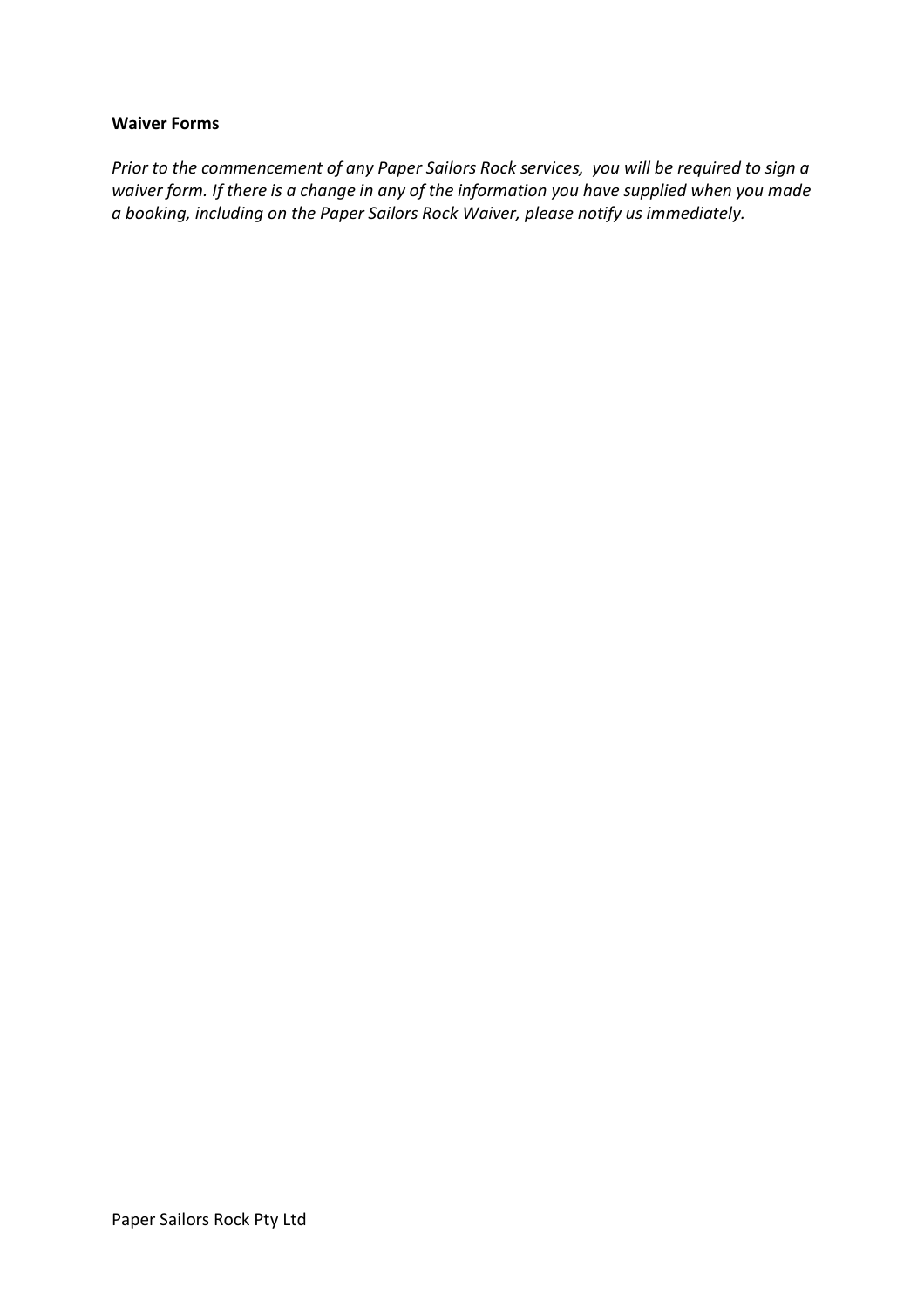**Waiver Forms**

*Prior to the commencement of any Paper Sailors Rock services, you will be required to sign a waiver form. If there is a change in any of the information you have supplied when you made a booking, including on the Paper Sailors Rock Waiver, please notify us immediately.*